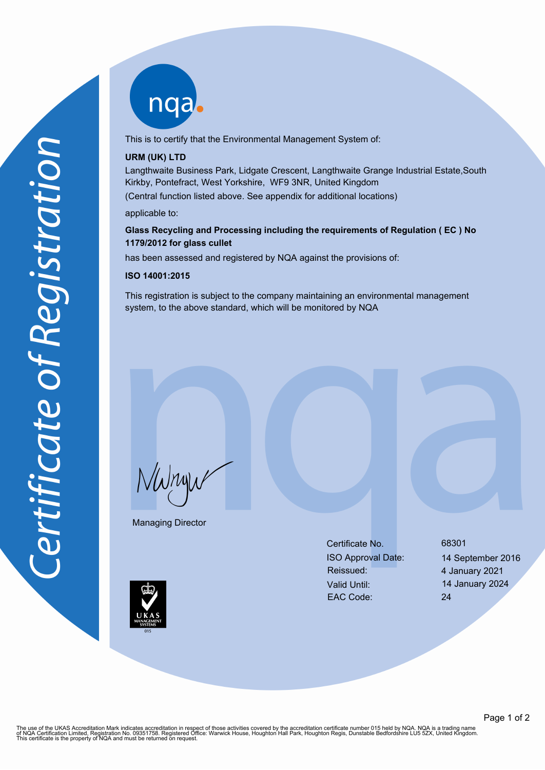# Certificate of Registration

nqa

This is to certify that the Environmental Management System of:

**URM (UK) LTD**

Langthwaite Business Park, Lidgate Crescent, Langthwaite Grange Industrial Estate,South Kirkby, Pontefract, West Yorkshire, WF9 3NR, United Kingdom

(Central function listed above. See appendix for additional locations)

applicable to:

**Glass Recycling and Processing including the requirements of Regulation ( EC ) No 1179/2012 for glass cullet**

has been assessed and registered by NQA against the provisions of:

**ISO 14001:2015**

This registration is subject to the company maintaining an environmental management system, to the above standard, which will be monitored by NQA

Managing Director

| | |
|---|---|
| Certificate No. | 68301 |
| ISO Approval Date: | 14 September 2016 |
| Reissued: | 4 January 2021 |
| Valid Until: | 14 January 2024 |
| EAC Code: | 24 |

UKAS MANAGEMENT SYSTEMS 015

The use of the UKAS Accreditation Mark indicates accreditation in respect of those activities covered by the accreditation certificate number 015 held by NQA. NQA is a trading name of NQA Certification Limited, Registration No. 09351758. Registered Office: Warwick House, Houghton Hall Park, Houghton Regis, Dunstable Bedfordshire LU5 5ZX, United Kingdom. This certificate is the property of NQA and must be returned on request.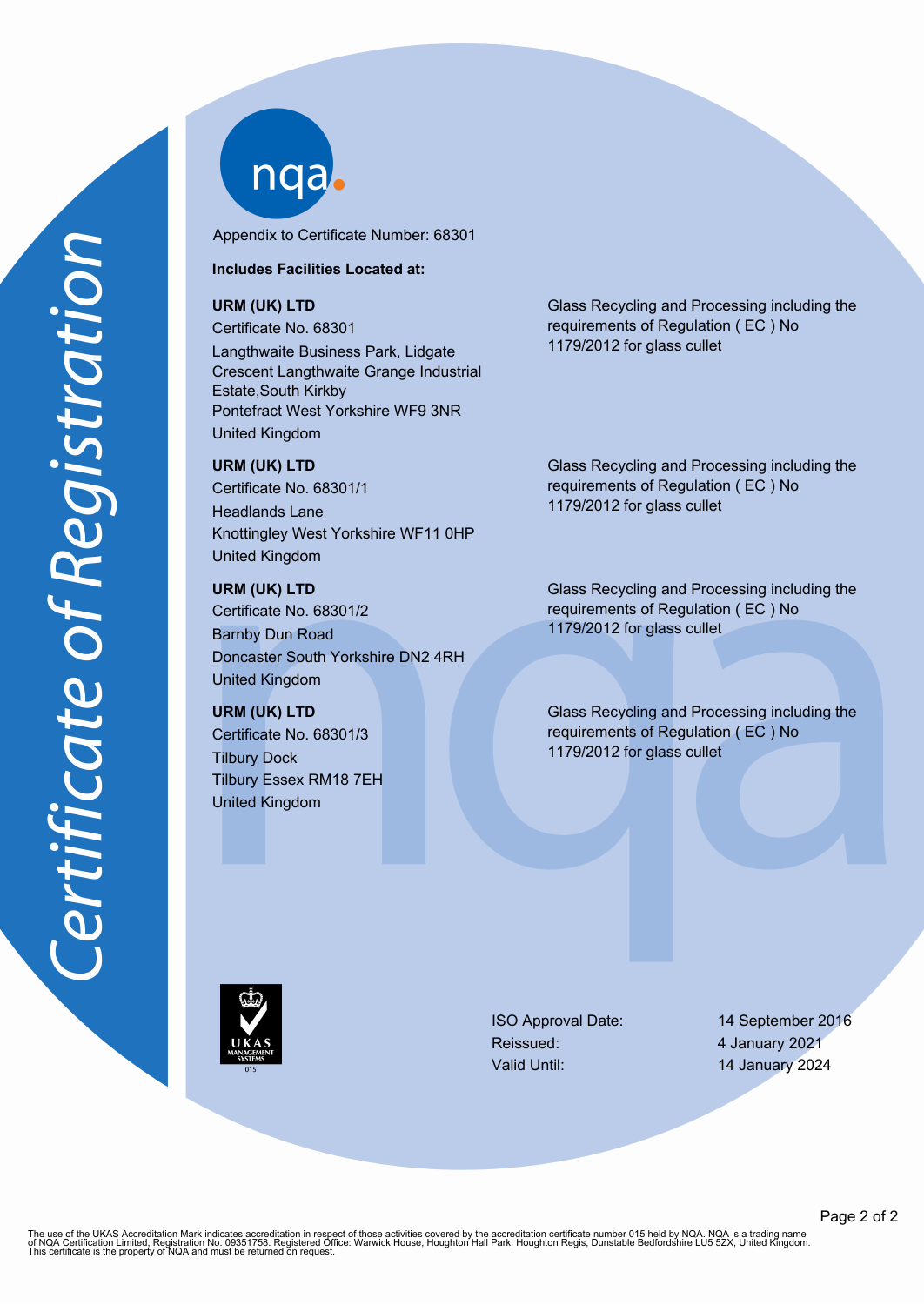Certificate of Registration

nqa.

Appendix to Certificate Number: 68301

**Includes Facilities Located at:**

| | |
|---|---|
| **URM (UK) LTD**<br>Certificate No. 68301<br>Langthwaite Business Park, Lidgate Crescent Langthwaite Grange Industrial Estate,South Kirkby<br>Pontefract West Yorkshire WF9 3NR<br>United Kingdom | Glass Recycling and Processing including the requirements of Regulation ( EC ) No 1179/2012 for glass cullet |
| **URM (UK) LTD**<br>Certificate No. 68301/1<br>Headlands Lane<br>Knottingley West Yorkshire WF11 0HP<br>United Kingdom | Glass Recycling and Processing including the requirements of Regulation ( EC ) No 1179/2012 for glass cullet |
| **URM (UK) LTD**<br>Certificate No. 68301/2<br>Barnby Dun Road<br>Doncaster South Yorkshire DN2 4RH<br>United Kingdom | Glass Recycling and Processing including the requirements of Regulation ( EC ) No 1179/2012 for glass cullet |
| **URM (UK) LTD**<br>Certificate No. 68301/3<br>Tilbury Dock<br>Tilbury Essex RM18 7EH<br>United Kingdom | Glass Recycling and Processing including the requirements of Regulation ( EC ) No 1179/2012 for glass cullet |

UKAS MANAGEMENT SYSTEMS 015

| | |
|---|---|
| ISO Approval Date: | 14 September 2016 |
| Reissued: | 4 January 2021 |
| Valid Until: | 14 January 2024 |

The use of the UKAS Accreditation Mark indicates accreditation in respect of those activities covered by the accreditation certificate number 015 held by NQA. NQA is a trading name of NQA Certification Limited, Registration No. 09351758. Registered Office: Warwick House, Houghton Hall Park, Houghton Regis, Dunstable Bedfordshire LU5 5ZX, United Kingdom.
This certificate is the property of NQA and must be returned on request.